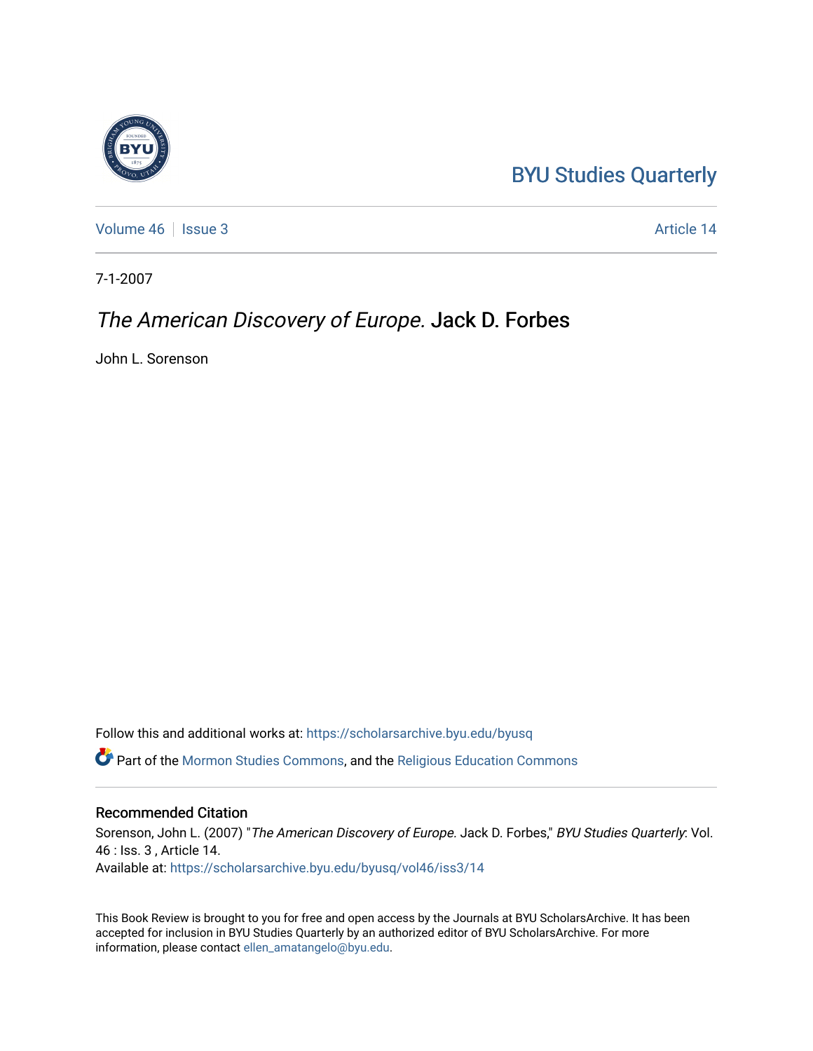BYU Studies Quarterly

Volume 46 | Issue 3 | Article 14

7-1-2007

# *The American Discovery of Europe.* Jack D. Forbes

John L. Sorenson

Follow this and additional works at: https://scholarsarchive.byu.edu/byusq

Part of the Mormon Studies Commons, and the Religious Education Commons

## Recommended Citation

Sorenson, John L. (2007) "*The American Discovery of Europe.* Jack D. Forbes," *BYU Studies Quarterly*: Vol. 46 : Iss. 3 , Article 14.
Available at: https://scholarsarchive.byu.edu/byusq/vol46/iss3/14

This Book Review is brought to you for free and open access by the Journals at BYU ScholarsArchive. It has been accepted for inclusion in BYU Studies Quarterly by an authorized editor of BYU ScholarsArchive. For more information, please contact ellen_amatangelo@byu.edu.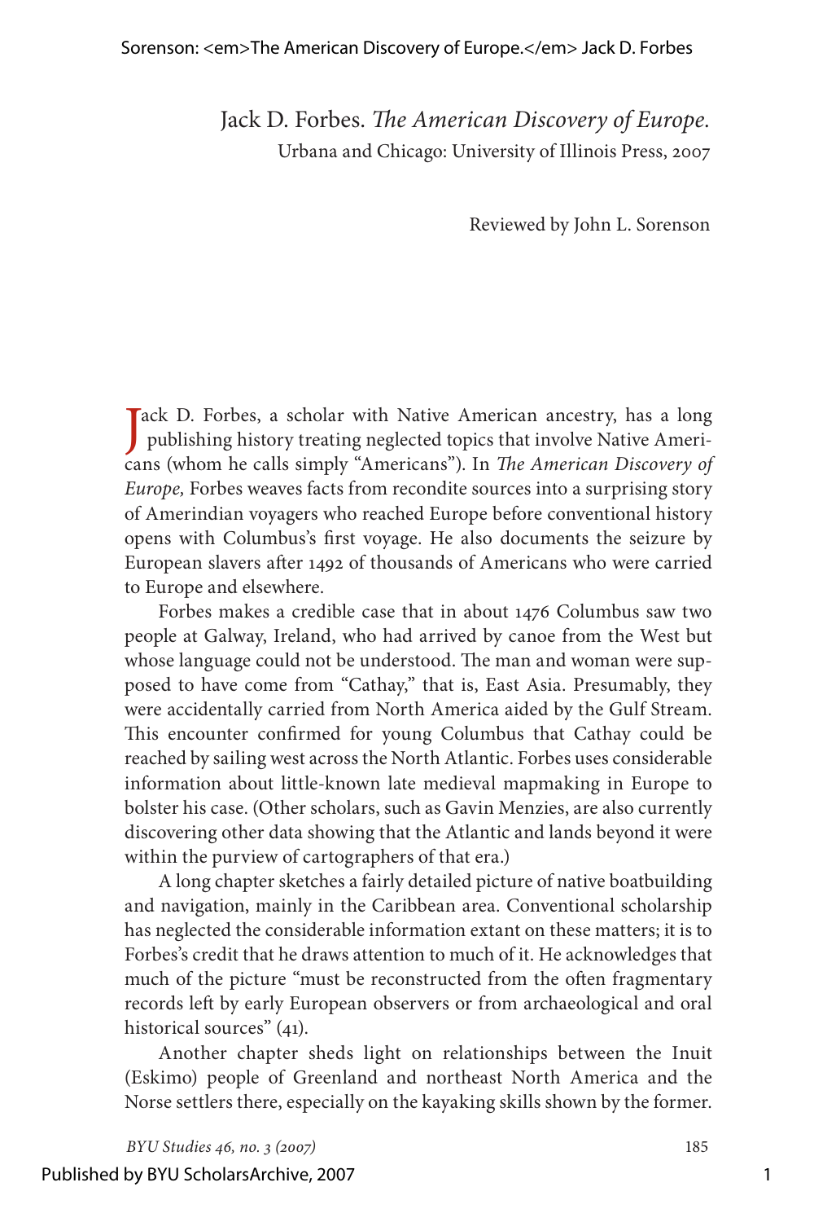Jack D. Forbes. *The American Discovery of Europe.*
Urbana and Chicago: University of Illinois Press, 2007

Reviewed by John L. Sorenson

Jack D. Forbes, a scholar with Native American ancestry, has a long publishing history treating neglected topics that involve Native Americans (whom he calls simply "Americans"). In *The American Discovery of Europe,* Forbes weaves facts from recondite sources into a surprising story of Amerindian voyagers who reached Europe before conventional history opens with Columbus's first voyage. He also documents the seizure by European slavers after 1492 of thousands of Americans who were carried to Europe and elsewhere.

Forbes makes a credible case that in about 1476 Columbus saw two people at Galway, Ireland, who had arrived by canoe from the West but whose language could not be understood. The man and woman were supposed to have come from "Cathay," that is, East Asia. Presumably, they were accidentally carried from North America aided by the Gulf Stream. This encounter confirmed for young Columbus that Cathay could be reached by sailing west across the North Atlantic. Forbes uses considerable information about little-known late medieval mapmaking in Europe to bolster his case. (Other scholars, such as Gavin Menzies, are also currently discovering other data showing that the Atlantic and lands beyond it were within the purview of cartographers of that era.)

A long chapter sketches a fairly detailed picture of native boatbuilding and navigation, mainly in the Caribbean area. Conventional scholarship has neglected the considerable information extant on these matters; it is to Forbes's credit that he draws attention to much of it. He acknowledges that much of the picture "must be reconstructed from the often fragmentary records left by early European observers or from archaeological and oral historical sources" (41).

Another chapter sheds light on relationships between the Inuit (Eskimo) people of Greenland and northeast North America and the Norse settlers there, especially on the kayaking skills shown by the former.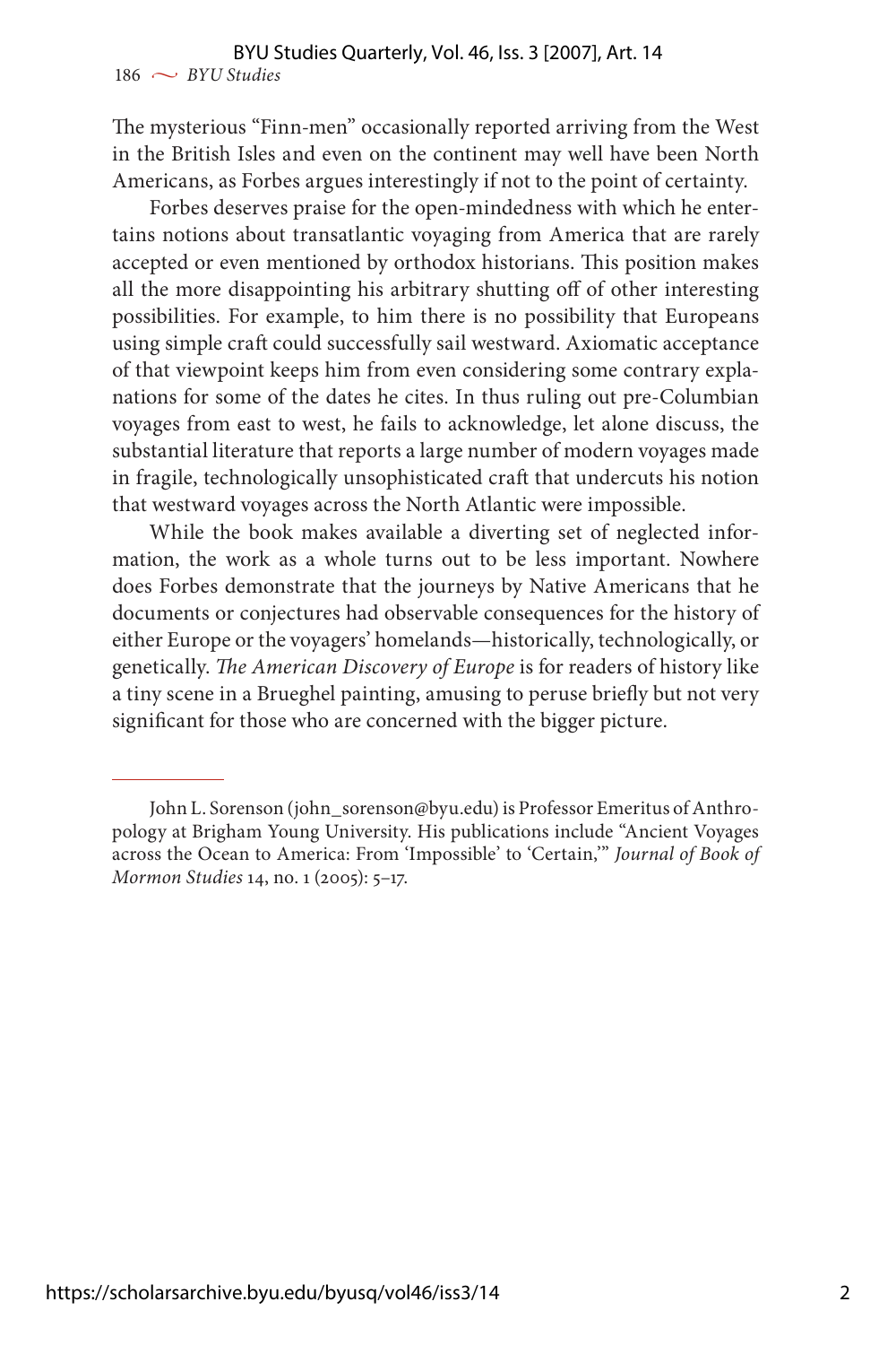The mysterious "Finn-men" occasionally reported arriving from the West in the British Isles and even on the continent may well have been North Americans, as Forbes argues interestingly if not to the point of certainty.

Forbes deserves praise for the open-mindedness with which he entertains notions about transatlantic voyaging from America that are rarely accepted or even mentioned by orthodox historians. This position makes all the more disappointing his arbitrary shutting off of other interesting possibilities. For example, to him there is no possibility that Europeans using simple craft could successfully sail westward. Axiomatic acceptance of that viewpoint keeps him from even considering some contrary explanations for some of the dates he cites. In thus ruling out pre-Columbian voyages from east to west, he fails to acknowledge, let alone discuss, the substantial literature that reports a large number of modern voyages made in fragile, technologically unsophisticated craft that undercuts his notion that westward voyages across the North Atlantic were impossible.

While the book makes available a diverting set of neglected information, the work as a whole turns out to be less important. Nowhere does Forbes demonstrate that the journeys by Native Americans that he documents or conjectures had observable consequences for the history of either Europe or the voyagers' homelands—historically, technologically, or genetically. *The American Discovery of Europe* is for readers of history like a tiny scene in a Brueghel painting, amusing to peruse briefly but not very significant for those who are concerned with the bigger picture.

---

John L. Sorenson (john_sorenson@byu.edu) is Professor Emeritus of Anthropology at Brigham Young University. His publications include "Ancient Voyages across the Ocean to America: From 'Impossible' to 'Certain,'" *Journal of Book of Mormon Studies* 14, no. 1 (2005): 5–17.